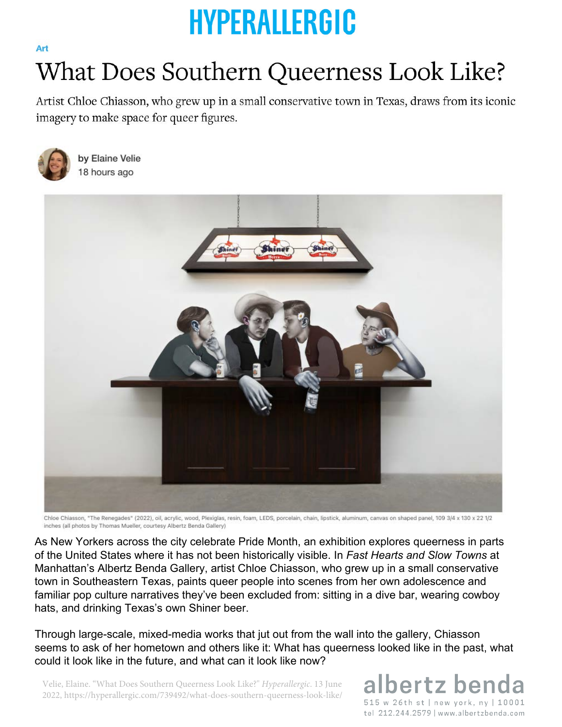HYPERALLERGIC

Art

# What Does Southern Queerness Look Like?

Artist Chloe Chiasson, who grew up in a small conservative town in Texas, draws from its iconic imagery to make space for queer figures.

by Elaine Velie
18 hours ago

Chloe Chiasson, "The Renegades" (2022), oil, acrylic, wood, Plexiglas, resin, foam, LEDS, porcelain, chain, lipstick, aluminum, canvas on shaped panel, 109 3/4 x 130 x 22 1/2 inches (all photos by Thomas Mueller, courtesy Albertz Benda Gallery)

As New Yorkers across the city celebrate Pride Month, an exhibition explores queerness in parts of the United States where it has not been historically visible. In *Fast Hearts and Slow Towns* at Manhattan's Albertz Benda Gallery, artist Chloe Chiasson, who grew up in a small conservative town in Southeastern Texas, paints queer people into scenes from her own adolescence and familiar pop culture narratives they've been excluded from: sitting in a dive bar, wearing cowboy hats, and drinking Texas's own Shiner beer.

Through large-scale, mixed-media works that jut out from the wall into the gallery, Chiasson seems to ask of her hometown and others like it: What has queerness looked like in the past, what could it look like in the future, and what can it look like now?

Velie, Elaine. "What Does Southern Queerness Look Like?" *Hyperallergic*. 13 June 2022, https://hyperallergic.com/739492/what-does-southern-queerness-look-like/

albertz benda
515 w 26th st | new york, ny | 10001
tel 212.244.2579 | www.albertzbenda.com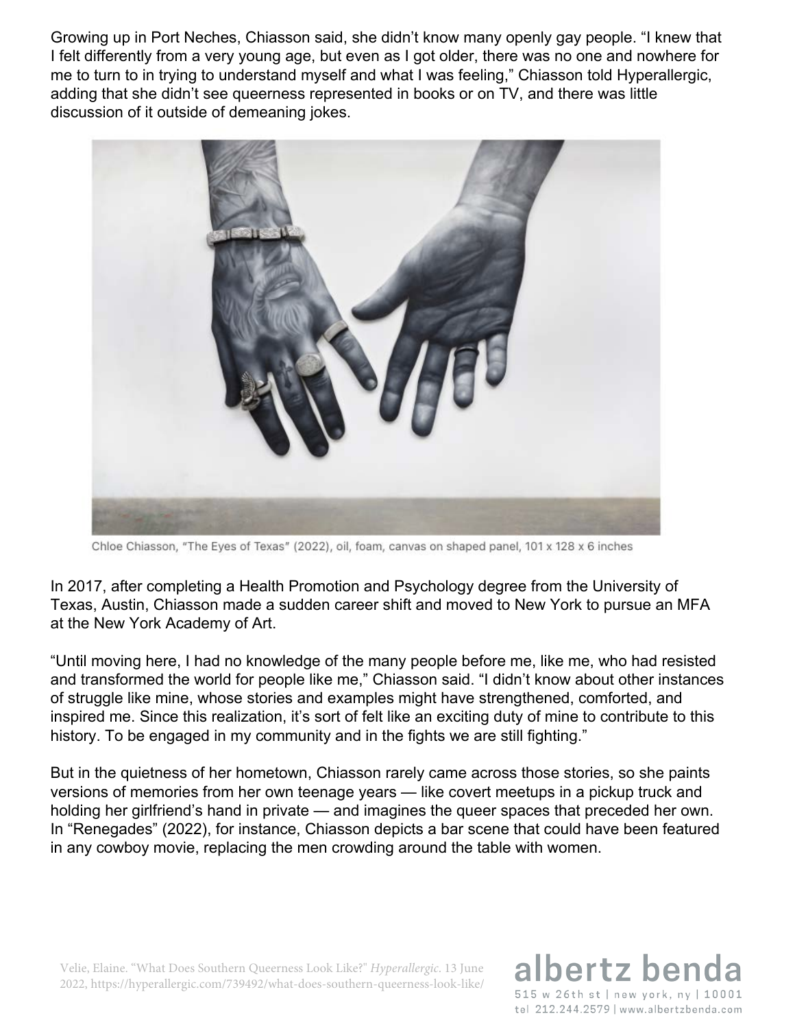Growing up in Port Neches, Chiasson said, she didn't know many openly gay people. "I knew that I felt differently from a very young age, but even as I got older, there was no one and nowhere for me to turn to in trying to understand myself and what I was feeling," Chiasson told Hyperallergic, adding that she didn't see queerness represented in books or on TV, and there was little discussion of it outside of demeaning jokes.

Chloe Chiasson, "The Eyes of Texas" (2022), oil, foam, canvas on shaped panel, 101 x 128 x 6 inches

In 2017, after completing a Health Promotion and Psychology degree from the University of Texas, Austin, Chiasson made a sudden career shift and moved to New York to pursue an MFA at the New York Academy of Art.

"Until moving here, I had no knowledge of the many people before me, like me, who had resisted and transformed the world for people like me," Chiasson said. "I didn't know about other instances of struggle like mine, whose stories and examples might have strengthened, comforted, and inspired me. Since this realization, it's sort of felt like an exciting duty of mine to contribute to this history. To be engaged in my community and in the fights we are still fighting."

But in the quietness of her hometown, Chiasson rarely came across those stories, so she paints versions of memories from her own teenage years — like covert meetups in a pickup truck and holding her girlfriend's hand in private — and imagines the queer spaces that preceded her own. In "Renegades" (2022), for instance, Chiasson depicts a bar scene that could have been featured in any cowboy movie, replacing the men crowding around the table with women.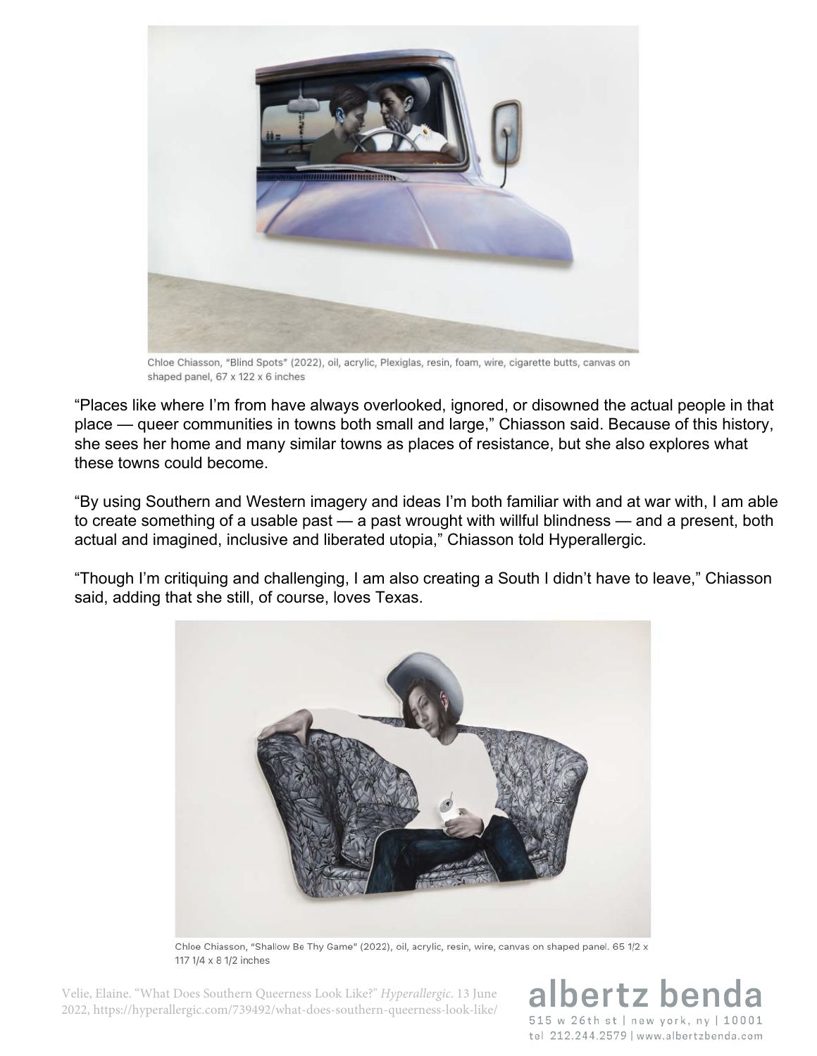Chloe Chiasson, "Blind Spots" (2022), oil, acrylic, Plexiglas, resin, foam, wire, cigarette butts, canvas on shaped panel, 67 x 122 x 6 inches

"Places like where I'm from have always overlooked, ignored, or disowned the actual people in that place — queer communities in towns both small and large," Chiasson said. Because of this history, she sees her home and many similar towns as places of resistance, but she also explores what these towns could become.

"By using Southern and Western imagery and ideas I'm both familiar with and at war with, I am able to create something of a usable past — a past wrought with willful blindness — and a present, both actual and imagined, inclusive and liberated utopia," Chiasson told Hyperallergic.

"Though I'm critiquing and challenging, I am also creating a South I didn't have to leave," Chiasson said, adding that she still, of course, loves Texas.

Chloe Chiasson, "Shallow Be Thy Game" (2022), oil, acrylic, resin, wire, canvas on shaped panel. 65 1/2 x 117 1/4 x 8 1/2 inches

Velie, Elaine. "What Does Southern Queerness Look Like?" *Hyperallergic*. 13 June 2022, https://hyperallergic.com/739492/what-does-southern-queerness-look-like/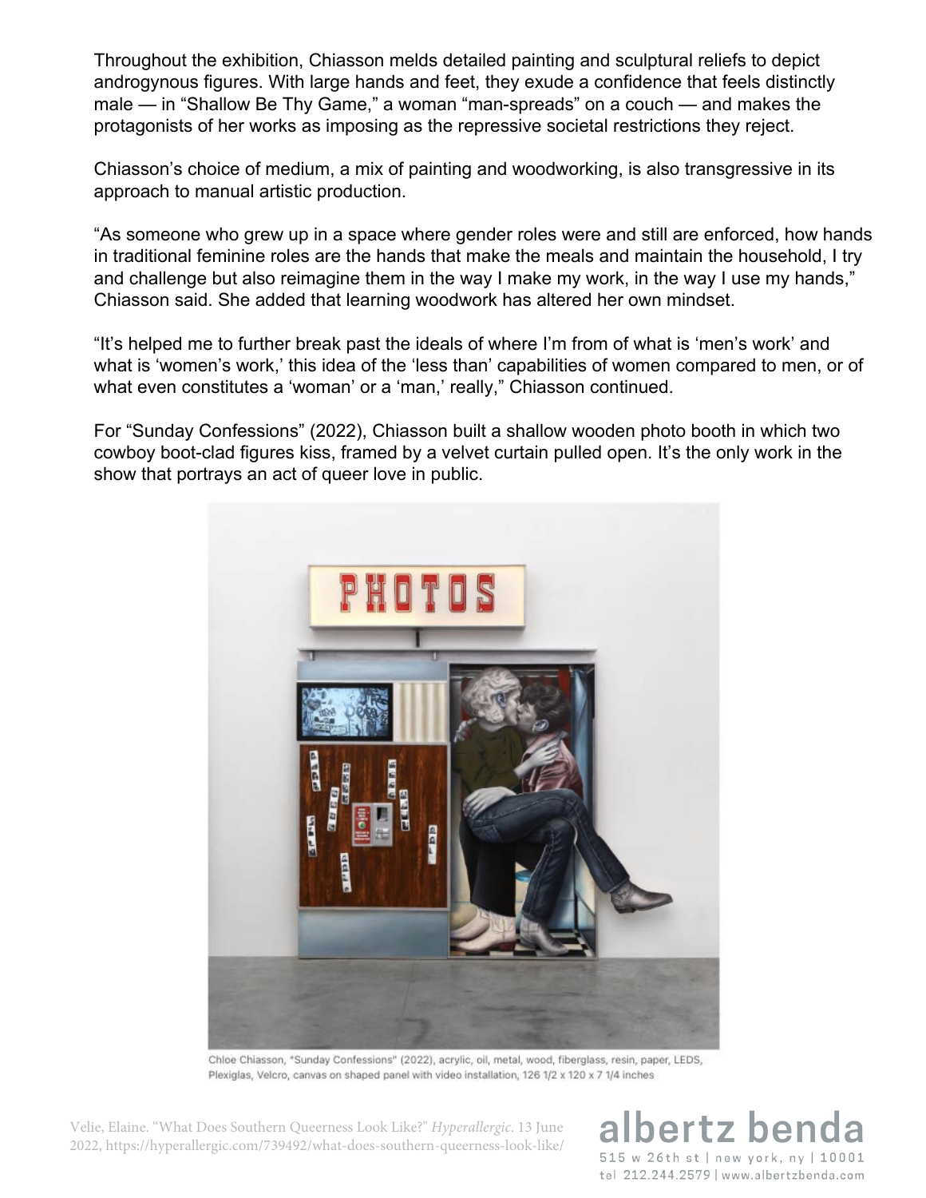Throughout the exhibition, Chiasson melds detailed painting and sculptural reliefs to depict androgynous figures. With large hands and feet, they exude a confidence that feels distinctly male — in "Shallow Be Thy Game," a woman "man-spreads" on a couch — and makes the protagonists of her works as imposing as the repressive societal restrictions they reject.

Chiasson's choice of medium, a mix of painting and woodworking, is also transgressive in its approach to manual artistic production.

"As someone who grew up in a space where gender roles were and still are enforced, how hands in traditional feminine roles are the hands that make the meals and maintain the household, I try and challenge but also reimagine them in the way I make my work, in the way I use my hands," Chiasson said. She added that learning woodwork has altered her own mindset.

"It's helped me to further break past the ideals of where I'm from of what is 'men's work' and what is 'women's work,' this idea of the 'less than' capabilities of women compared to men, or of what even constitutes a 'woman' or a 'man,' really," Chiasson continued.

For "Sunday Confessions" (2022), Chiasson built a shallow wooden photo booth in which two cowboy boot-clad figures kiss, framed by a velvet curtain pulled open. It's the only work in the show that portrays an act of queer love in public.

Chloe Chiasson, "Sunday Confessions" (2022), acrylic, oil, metal, wood, fiberglass, resin, paper, LEDS, Plexiglas, Velcro, canvas on shaped panel with video installation, 126 1/2 x 120 x 7 1/4 inches

Velie, Elaine. "What Does Southern Queerness Look Like?" *Hyperallergic*. 13 June 2022, https://hyperallergic.com/739492/what-does-southern-queerness-look-like/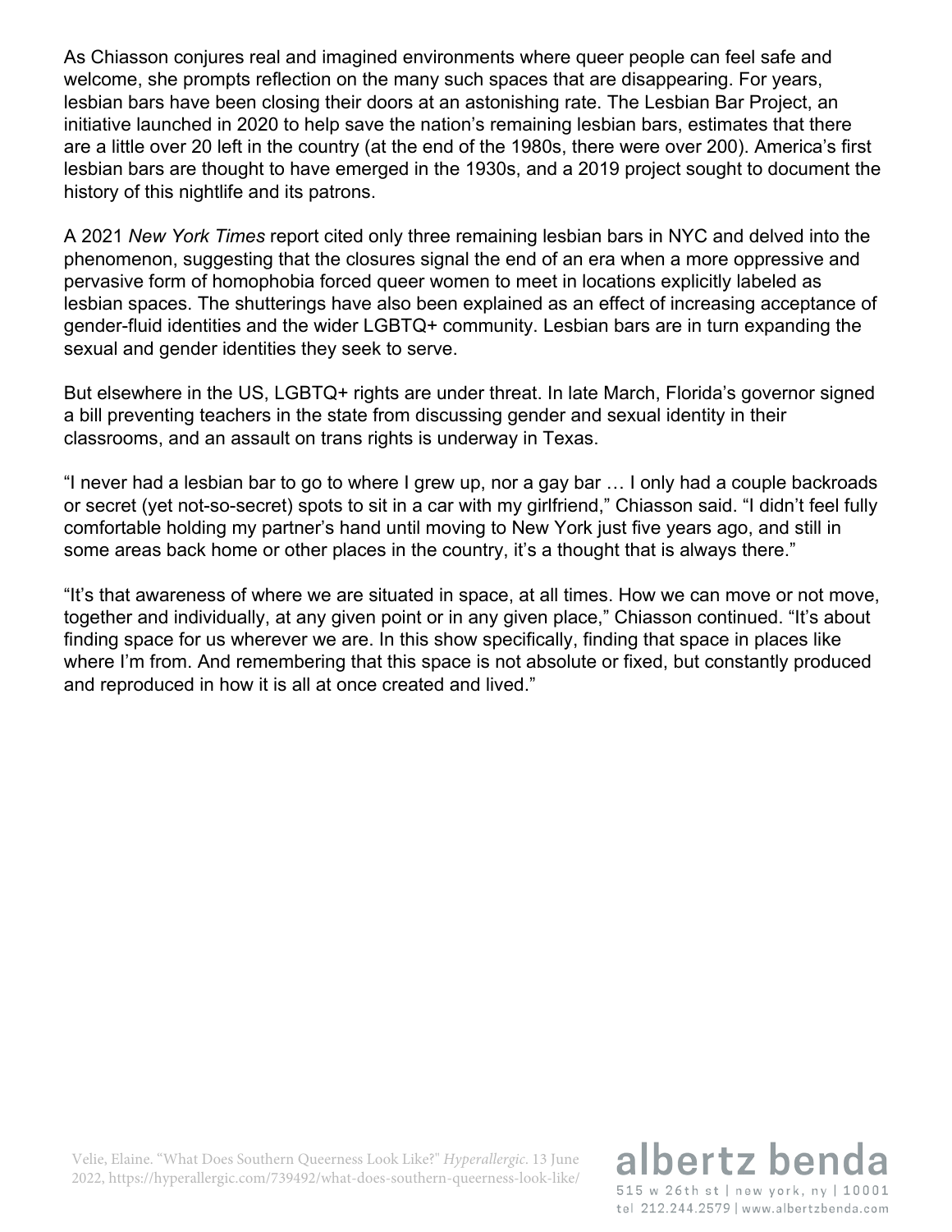As Chiasson conjures real and imagined environments where queer people can feel safe and welcome, she prompts reflection on the many such spaces that are disappearing. For years, lesbian bars have been closing their doors at an astonishing rate. The Lesbian Bar Project, an initiative launched in 2020 to help save the nation's remaining lesbian bars, estimates that there are a little over 20 left in the country (at the end of the 1980s, there were over 200). America's first lesbian bars are thought to have emerged in the 1930s, and a 2019 project sought to document the history of this nightlife and its patrons.

A 2021 *New York Times* report cited only three remaining lesbian bars in NYC and delved into the phenomenon, suggesting that the closures signal the end of an era when a more oppressive and pervasive form of homophobia forced queer women to meet in locations explicitly labeled as lesbian spaces. The shutterings have also been explained as an effect of increasing acceptance of gender-fluid identities and the wider LGBTQ+ community. Lesbian bars are in turn expanding the sexual and gender identities they seek to serve.

But elsewhere in the US, LGBTQ+ rights are under threat. In late March, Florida's governor signed a bill preventing teachers in the state from discussing gender and sexual identity in their classrooms, and an assault on trans rights is underway in Texas.

"I never had a lesbian bar to go to where I grew up, nor a gay bar … I only had a couple backroads or secret (yet not-so-secret) spots to sit in a car with my girlfriend," Chiasson said. "I didn't feel fully comfortable holding my partner's hand until moving to New York just five years ago, and still in some areas back home or other places in the country, it's a thought that is always there."

"It's that awareness of where we are situated in space, at all times. How we can move or not move, together and individually, at any given point or in any given place," Chiasson continued. "It's about finding space for us wherever we are. In this show specifically, finding that space in places like where I'm from. And remembering that this space is not absolute or fixed, but constantly produced and reproduced in how it is all at once created and lived."